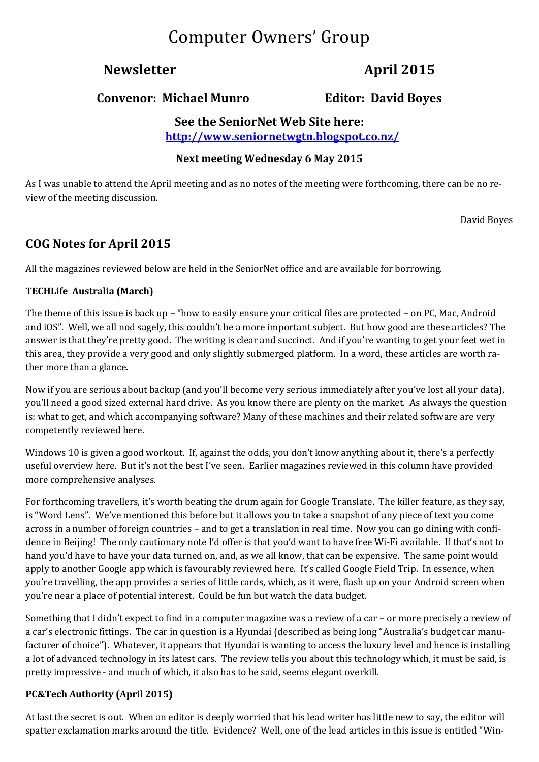# Computer Owners' Group

**Newsletter** **April 2015**

**Convenor: Michael Munro** **Editor: David Boyes**

**See the SeniorNet Web Site here:**
**[http://www.seniornetwgtn.blogspot.co.nz/](http://www.seniornetwgtn.blogspot.co.nz/)**

**Next meeting Wednesday 6 May 2015**

---

As I was unable to attend the April meeting and as no notes of the meeting were forthcoming, there can be no review of the meeting discussion.

David Boyes

## COG Notes for April 2015

All the magazines reviewed below are held in the SeniorNet office and are available for borrowing.

**TECHLife Australia (March)**

The theme of this issue is back up – "how to easily ensure your critical files are protected – on PC, Mac, Android and iOS". Well, we all nod sagely, this couldn't be a more important subject. But how good are these articles? The answer is that they're pretty good. The writing is clear and succinct. And if you're wanting to get your feet wet in this area, they provide a very good and only slightly submerged platform. In a word, these articles are worth rather more than a glance.

Now if you are serious about backup (and you'll become very serious immediately after you've lost all your data), you'll need a good sized external hard drive. As you know there are plenty on the market. As always the question is: what to get, and which accompanying software? Many of these machines and their related software are very competently reviewed here.

Windows 10 is given a good workout. If, against the odds, you don't know anything about it, there's a perfectly useful overview here. But it's not the best I've seen. Earlier magazines reviewed in this column have provided more comprehensive analyses.

For forthcoming travellers, it's worth beating the drum again for Google Translate. The killer feature, as they say, is "Word Lens". We've mentioned this before but it allows you to take a snapshot of any piece of text you come across in a number of foreign countries – and to get a translation in real time. Now you can go dining with confidence in Beijing! The only cautionary note I'd offer is that you'd want to have free Wi-Fi available. If that's not to hand you'd have to have your data turned on, and, as we all know, that can be expensive. The same point would apply to another Google app which is favourably reviewed here. It's called Google Field Trip. In essence, when you're travelling, the app provides a series of little cards, which, as it were, flash up on your Android screen when you're near a place of potential interest. Could be fun but watch the data budget.

Something that I didn't expect to find in a computer magazine was a review of a car – or more precisely a review of a car's electronic fittings. The car in question is a Hyundai (described as being long "Australia's budget car manufacturer of choice"). Whatever, it appears that Hyundai is wanting to access the luxury level and hence is installing a lot of advanced technology in its latest cars. The review tells you about this technology which, it must be said, is pretty impressive - and much of which, it also has to be said, seems elegant overkill.

**PC&Tech Authority (April 2015)**

At last the secret is out. When an editor is deeply worried that his lead writer has little new to say, the editor will spatter exclamation marks around the title. Evidence? Well, one of the lead articles in this issue is entitled "Win-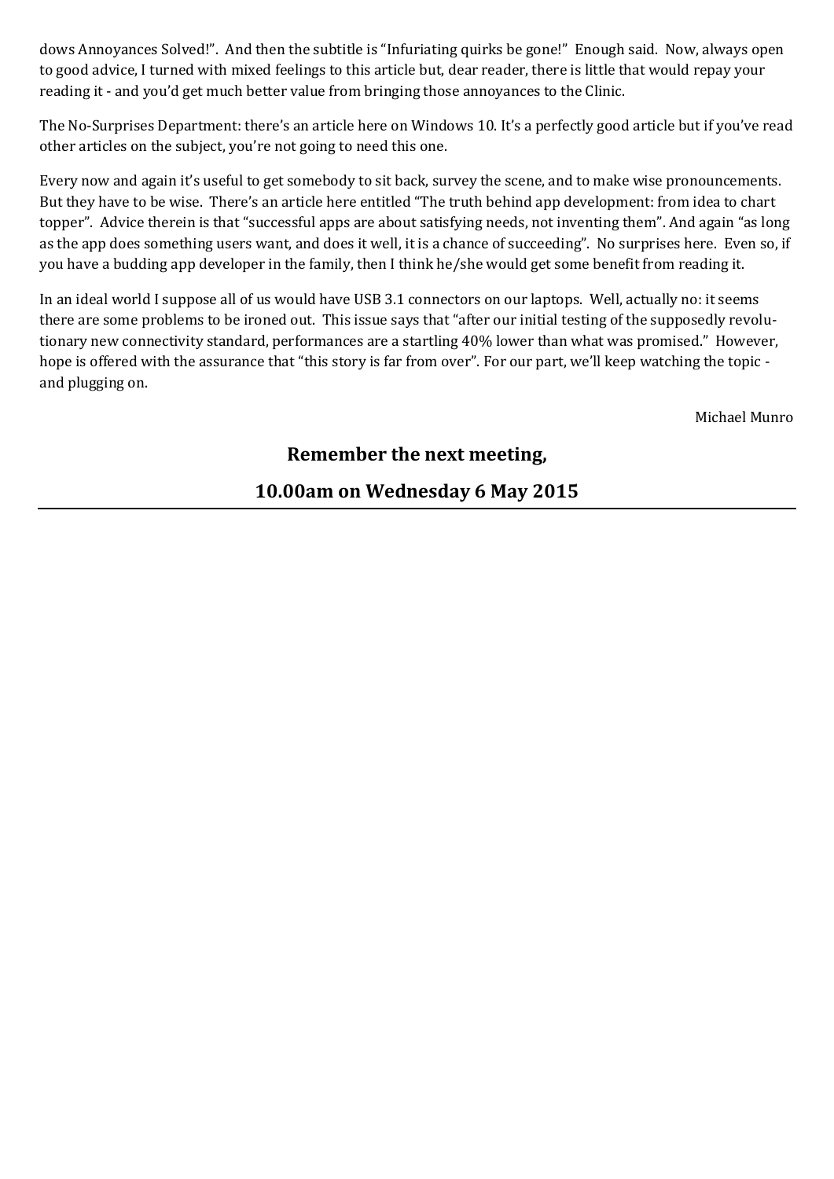dows Annoyances Solved!". And then the subtitle is "Infuriating quirks be gone!" Enough said. Now, always open to good advice, I turned with mixed feelings to this article but, dear reader, there is little that would repay your reading it - and you'd get much better value from bringing those annoyances to the Clinic.

The No-Surprises Department: there's an article here on Windows 10. It's a perfectly good article but if you've read other articles on the subject, you're not going to need this one.

Every now and again it's useful to get somebody to sit back, survey the scene, and to make wise pronouncements. But they have to be wise. There's an article here entitled "The truth behind app development: from idea to chart topper". Advice therein is that "successful apps are about satisfying needs, not inventing them". And again "as long as the app does something users want, and does it well, it is a chance of succeeding". No surprises here. Even so, if you have a budding app developer in the family, then I think he/she would get some benefit from reading it.

In an ideal world I suppose all of us would have USB 3.1 connectors on our laptops. Well, actually no: it seems there are some problems to be ironed out. This issue says that "after our initial testing of the supposedly revolutionary new connectivity standard, performances are a startling 40% lower than what was promised." However, hope is offered with the assurance that "this story is far from over". For our part, we'll keep watching the topic - and plugging on.

Michael Munro

**Remember the next meeting,**

**10.00am on Wednesday 6 May 2015**